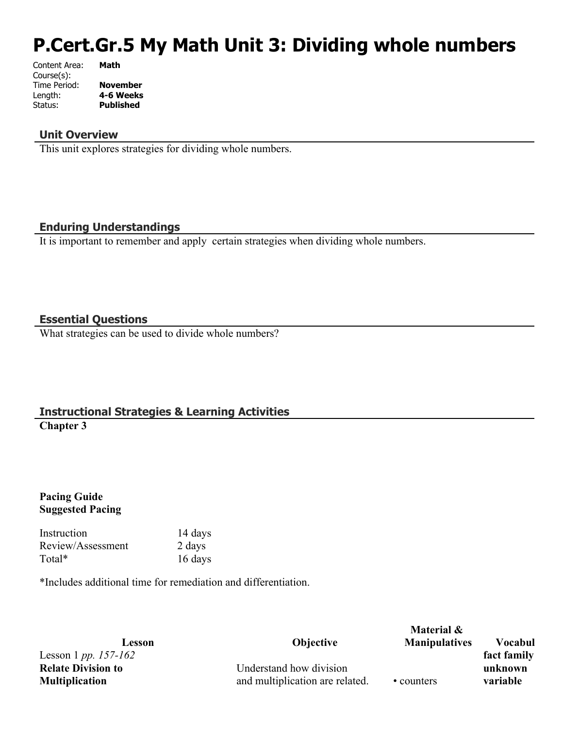# P.Cert.Gr.5 My Math Unit 3: Dividing whole numbers

Content Area: **Math**
Course(s):
Time Period: **November**
Length: **4-6 Weeks**
Status: **Published**

## Unit Overview

This unit explores strategies for dividing whole numbers.

## Enduring Understandings

It is important to remember and apply certain strategies when dividing whole numbers.

## Essential Questions

What strategies can be used to divide whole numbers?

## Instructional Strategies & Learning Activities

**Chapter 3**

**Pacing Guide**
**Suggested Pacing**

| | |
|---|---|
| Instruction | 14 days |
| Review/Assessment | 2 days |
| Total* | 16 days |

*Includes additional time for remediation and differentiation.

| Lesson | Objective | Material & Manipulatives | Vocabul |
|---|---|---|---|
| Lesson 1 *pp. 157-162* **Relate Division to Multiplication** | Understand how division and multiplication are related. | • counters | **fact family unknown variable** |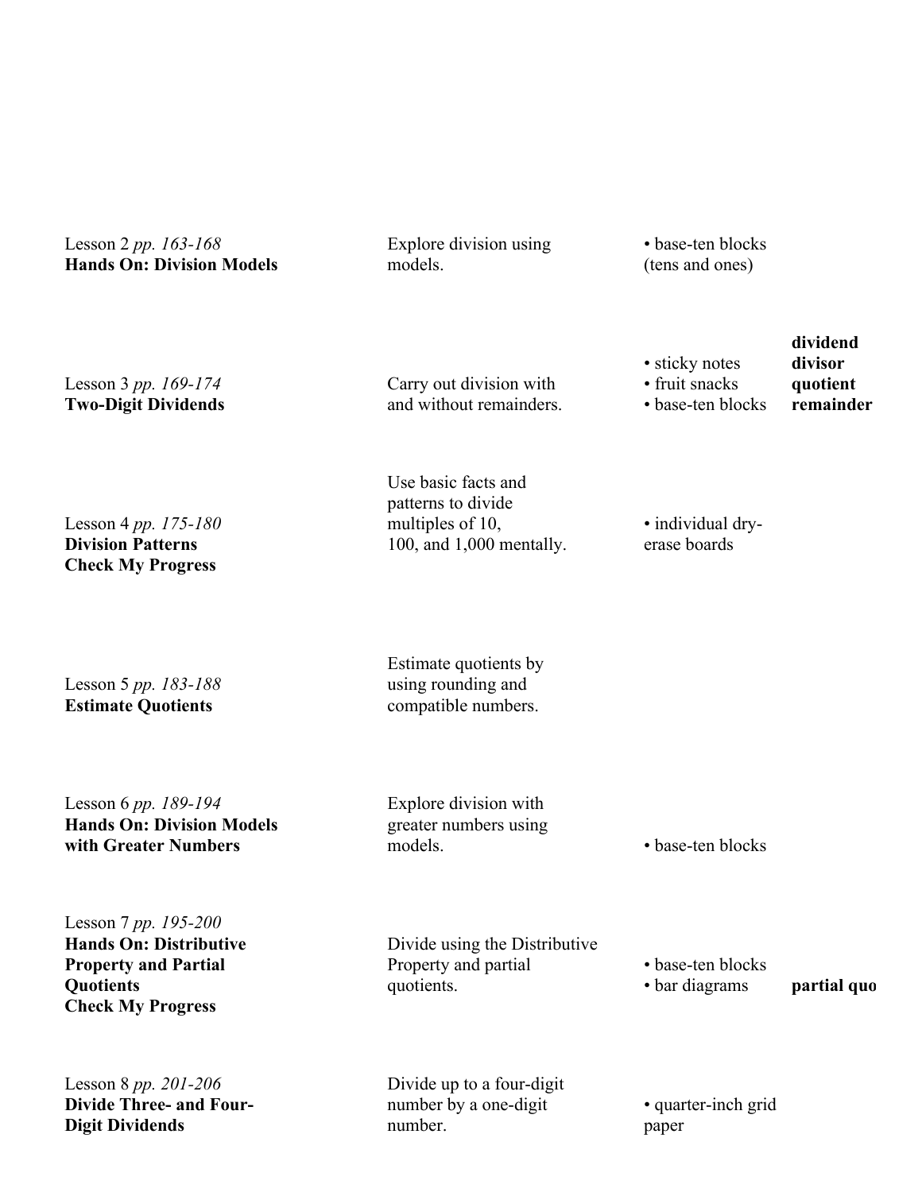| | | | |
|---|---|---|---|
| Lesson 2 *pp. 163-168*<br>**Hands On: Division Models** | Explore division using models. | • base-ten blocks (tens and ones) | |
| Lesson 3 *pp. 169-174*<br>**Two-Digit Dividends** | Carry out division with and without remainders. | • sticky notes<br>• fruit snacks<br>• base-ten blocks | **dividend**<br>**divisor**<br>**quotient**<br>**remainder** |
| Lesson 4 *pp. 175-180*<br>**Division Patterns**<br>**Check My Progress** | Use basic facts and patterns to divide multiples of 10, 100, and 1,000 mentally. | • individual dry-erase boards | |
| Lesson 5 *pp. 183-188*<br>**Estimate Quotients** | Estimate quotients by using rounding and compatible numbers. | | |
| Lesson 6 *pp. 189-194*<br>**Hands On: Division Models with Greater Numbers** | Explore division with greater numbers using models. | • base-ten blocks | |
| Lesson 7 *pp. 195-200*<br>**Hands On: Distributive Property and Partial Quotients**<br>**Check My Progress** | Divide using the Distributive Property and partial quotients. | • base-ten blocks<br>• bar diagrams | **partial quo** |
| Lesson 8 *pp. 201-206*<br>**Divide Three- and Four-Digit Dividends** | Divide up to a four-digit number by a one-digit number. | • quarter-inch grid paper | |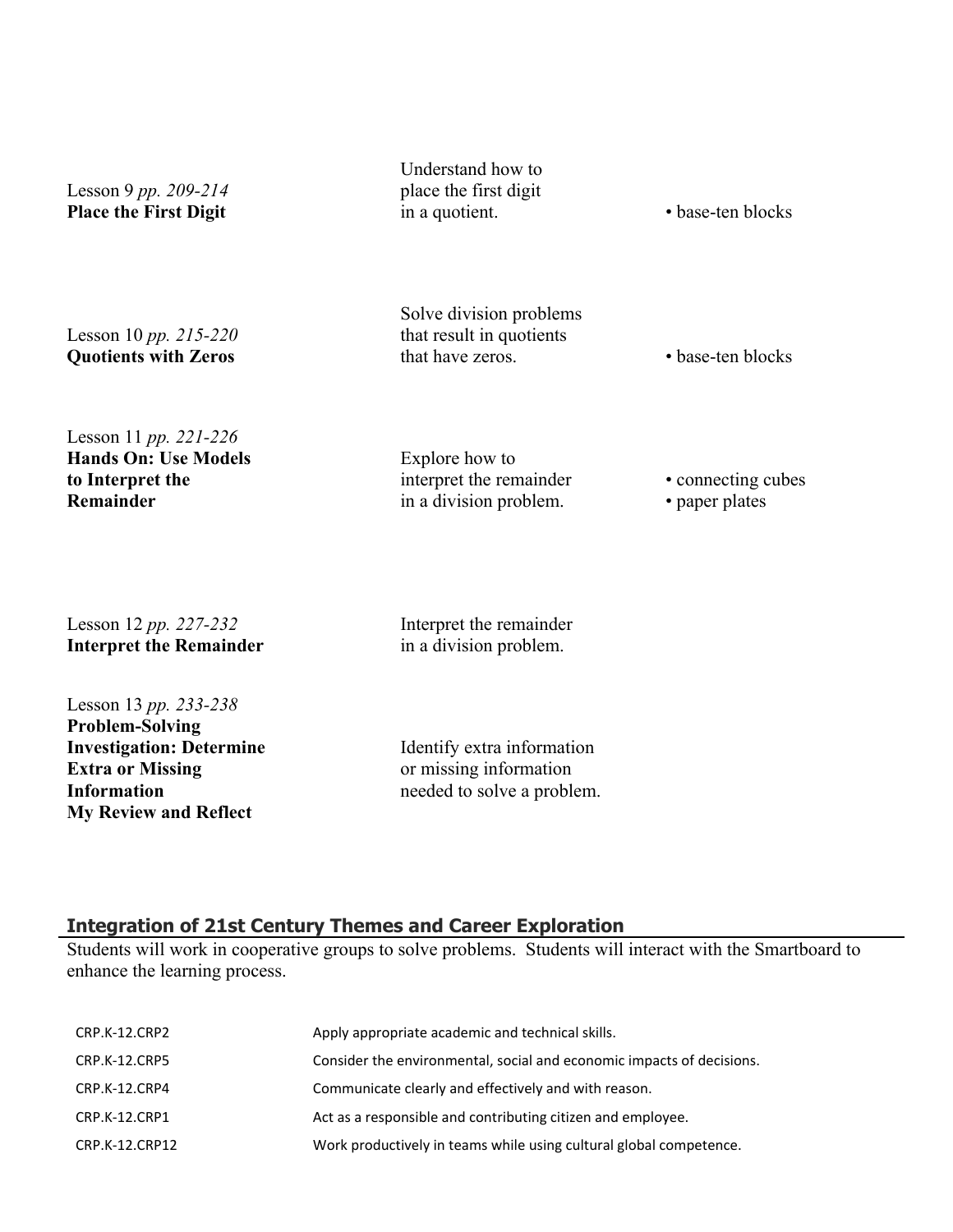| | | |
|---|---|---|
| Lesson 9 *pp. 209-214* **Place the First Digit** | Understand how to place the first digit in a quotient. | • base-ten blocks |
| Lesson 10 *pp. 215-220* **Quotients with Zeros** | Solve division problems that result in quotients that have zeros. | • base-ten blocks |
| Lesson 11 *pp. 221-226* **Hands On: Use Models to Interpret the Remainder** | Explore how to interpret the remainder in a division problem. | • connecting cubes<br>• paper plates |
| Lesson 12 *pp. 227-232* **Interpret the Remainder** | Interpret the remainder in a division problem. | |
| Lesson 13 *pp. 233-238* **Problem-Solving Investigation: Determine Extra or Missing Information** **My Review and Reflect** | Identify extra information or missing information needed to solve a problem. | |

## Integration of 21st Century Themes and Career Exploration

Students will work in cooperative groups to solve problems. Students will interact with the Smartboard to enhance the learning process.

| | |
|---|---|
| CRP.K-12.CRP2 | Apply appropriate academic and technical skills. |
| CRP.K-12.CRP5 | Consider the environmental, social and economic impacts of decisions. |
| CRP.K-12.CRP4 | Communicate clearly and effectively and with reason. |
| CRP.K-12.CRP1 | Act as a responsible and contributing citizen and employee. |
| CRP.K-12.CRP12 | Work productively in teams while using cultural global competence. |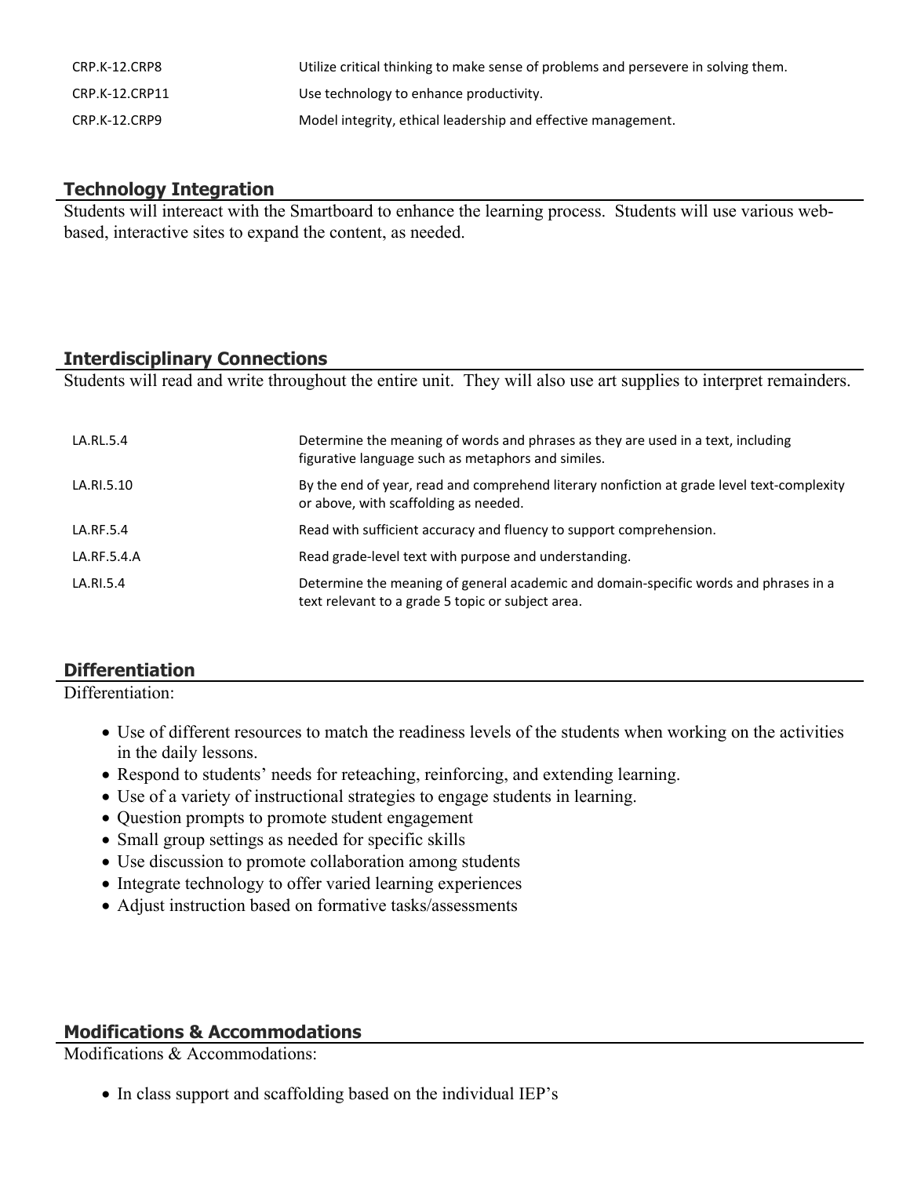| | |
|---|---|
| CRP.K-12.CRP8 | Utilize critical thinking to make sense of problems and persevere in solving them. |
| CRP.K-12.CRP11 | Use technology to enhance productivity. |
| CRP.K-12.CRP9 | Model integrity, ethical leadership and effective management. |

## Technology Integration

Students will intereact with the Smartboard to enhance the learning process. Students will use various web-based, interactive sites to expand the content, as needed.

## Interdisciplinary Connections

Students will read and write throughout the entire unit. They will also use art supplies to interpret remainders.

| | |
|---|---|
| LA.RL.5.4 | Determine the meaning of words and phrases as they are used in a text, including figurative language such as metaphors and similes. |
| LA.RI.5.10 | By the end of year, read and comprehend literary nonfiction at grade level text-complexity or above, with scaffolding as needed. |
| LA.RF.5.4 | Read with sufficient accuracy and fluency to support comprehension. |
| LA.RF.5.4.A | Read grade-level text with purpose and understanding. |
| LA.RI.5.4 | Determine the meaning of general academic and domain-specific words and phrases in a text relevant to a grade 5 topic or subject area. |

## Differentiation

Differentiation:

- Use of different resources to match the readiness levels of the students when working on the activities in the daily lessons.
- Respond to students' needs for reteaching, reinforcing, and extending learning.
- Use of a variety of instructional strategies to engage students in learning.
- Question prompts to promote student engagement
- Small group settings as needed for specific skills
- Use discussion to promote collaboration among students
- Integrate technology to offer varied learning experiences
- Adjust instruction based on formative tasks/assessments

## Modifications & Accommodations

Modifications & Accommodations:

- In class support and scaffolding based on the individual IEP's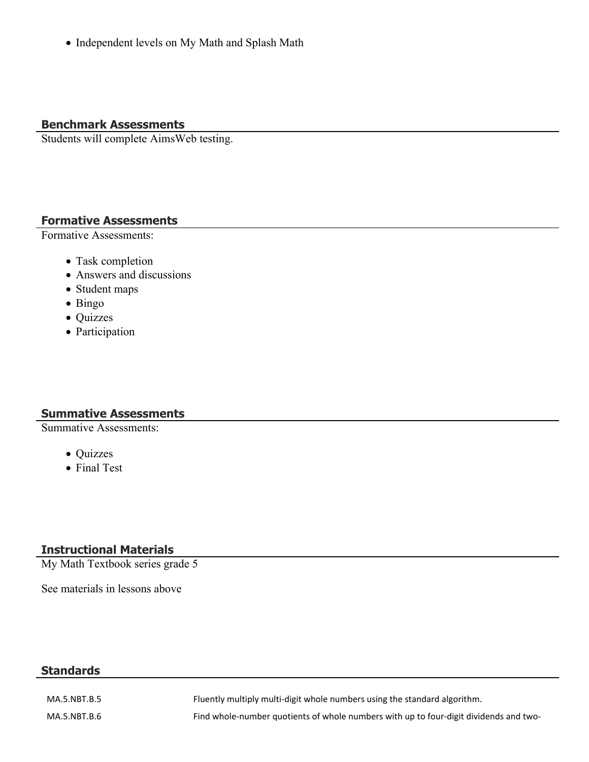- Independent levels on My Math and Splash Math

## Benchmark Assessments

Students will complete AimsWeb testing.

## Formative Assessments

Formative Assessments:

- Task completion
- Answers and discussions
- Student maps
- Bingo
- Quizzes
- Participation

## Summative Assessments

Summative Assessments:

- Quizzes
- Final Test

## Instructional Materials

My Math Textbook series grade 5

See materials in lessons above

## Standards

| | |
|---|---|
| MA.5.NBT.B.5 | Fluently multiply multi-digit whole numbers using the standard algorithm. |
| MA.5.NBT.B.6 | Find whole-number quotients of whole numbers with up to four-digit dividends and two- |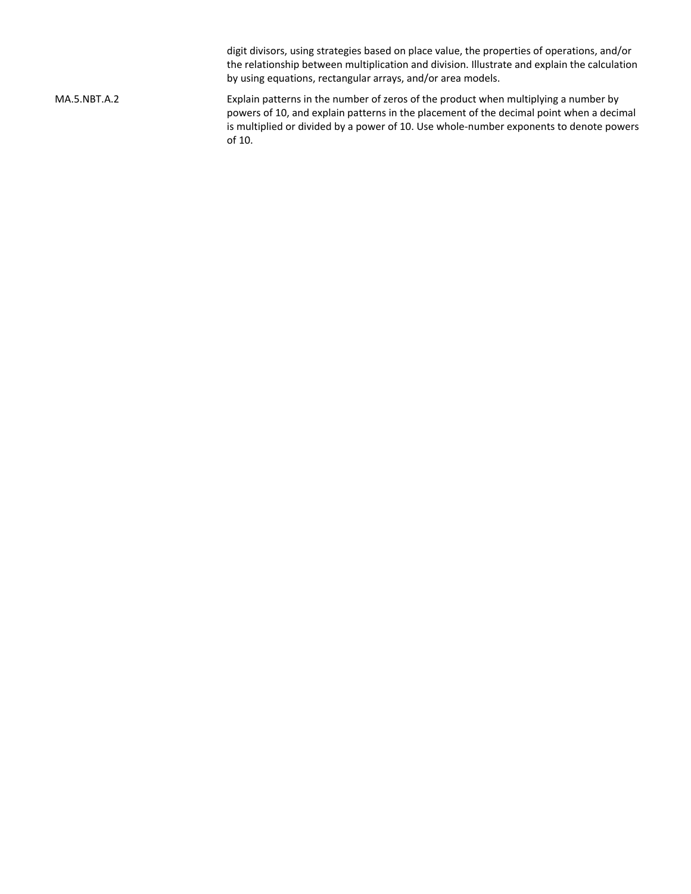| | |
|---|---|
| | digit divisors, using strategies based on place value, the properties of operations, and/or the relationship between multiplication and division. Illustrate and explain the calculation by using equations, rectangular arrays, and/or area models. |
| MA.5.NBT.A.2 | Explain patterns in the number of zeros of the product when multiplying a number by powers of 10, and explain patterns in the placement of the decimal point when a decimal is multiplied or divided by a power of 10. Use whole-number exponents to denote powers of 10. |